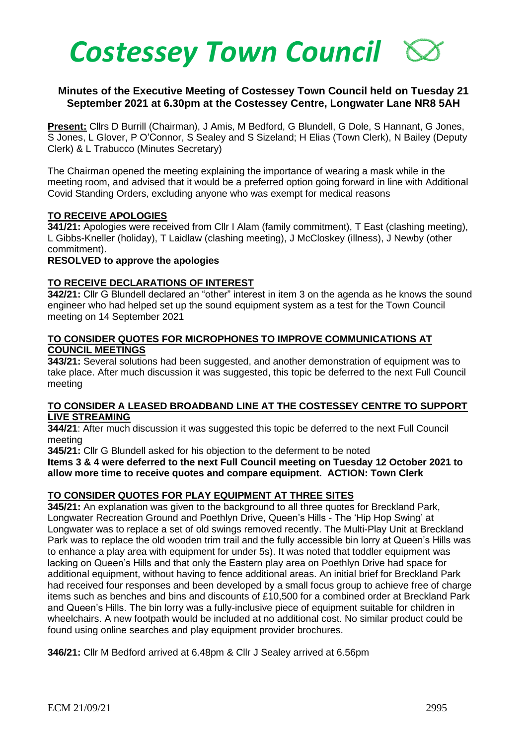# *Costessey Town Council*

**Minutes of the Executive Meeting of Costessey Town Council held on Tuesday 21 September 2021 at 6.30pm at the Costessey Centre, Longwater Lane NR8 5AH**

**Present:** Cllrs D Burrill (Chairman), J Amis, M Bedford, G Blundell, G Dole, S Hannant, G Jones, S Jones, L Glover, P O'Connor, S Sealey and S Sizeland; H Elias (Town Clerk), N Bailey (Deputy Clerk) & L Trabucco (Minutes Secretary)

The Chairman opened the meeting explaining the importance of wearing a mask while in the meeting room, and advised that it would be a preferred option going forward in line with Additional Covid Standing Orders, excluding anyone who was exempt for medical reasons

## TO RECEIVE APOLOGIES

**341/21:** Apologies were received from Cllr I Alam (family commitment), T East (clashing meeting), L Gibbs-Kneller (holiday), T Laidlaw (clashing meeting), J McCloskey (illness), J Newby (other commitment).

**RESOLVED to approve the apologies**

## TO RECEIVE DECLARATIONS OF INTEREST

**342/21:** Cllr G Blundell declared an "other" interest in item 3 on the agenda as he knows the sound engineer who had helped set up the sound equipment system as a test for the Town Council meeting on 14 September 2021

## TO CONSIDER QUOTES FOR MICROPHONES TO IMPROVE COMMUNICATIONS AT COUNCIL MEETINGS

**343/21:** Several solutions had been suggested, and another demonstration of equipment was to take place. After much discussion it was suggested, this topic be deferred to the next Full Council meeting

## TO CONSIDER A LEASED BROADBAND LINE AT THE COSTESSEY CENTRE TO SUPPORT LIVE STREAMING

**344/21**: After much discussion it was suggested this topic be deferred to the next Full Council meeting

**345/21:** Cllr G Blundell asked for his objection to the deferment to be noted

**Items 3 & 4 were deferred to the next Full Council meeting on Tuesday 12 October 2021 to allow more time to receive quotes and compare equipment. ACTION: Town Clerk**

## TO CONSIDER QUOTES FOR PLAY EQUIPMENT AT THREE SITES

**345/21:** An explanation was given to the background to all three quotes for Breckland Park, Longwater Recreation Ground and Poethlyn Drive, Queen's Hills - The 'Hip Hop Swing' at Longwater was to replace a set of old swings removed recently. The Multi-Play Unit at Breckland Park was to replace the old wooden trim trail and the fully accessible bin lorry at Queen's Hills was to enhance a play area with equipment for under 5s). It was noted that toddler equipment was lacking on Queen's Hills and that only the Eastern play area on Poethlyn Drive had space for additional equipment, without having to fence additional areas. An initial brief for Breckland Park had received four responses and been developed by a small focus group to achieve free of charge items such as benches and bins and discounts of £10,500 for a combined order at Breckland Park and Queen's Hills. The bin lorry was a fully-inclusive piece of equipment suitable for children in wheelchairs. A new footpath would be included at no additional cost. No similar product could be found using online searches and play equipment provider brochures.

**346/21:** Cllr M Bedford arrived at 6.48pm & Cllr J Sealey arrived at 6.56pm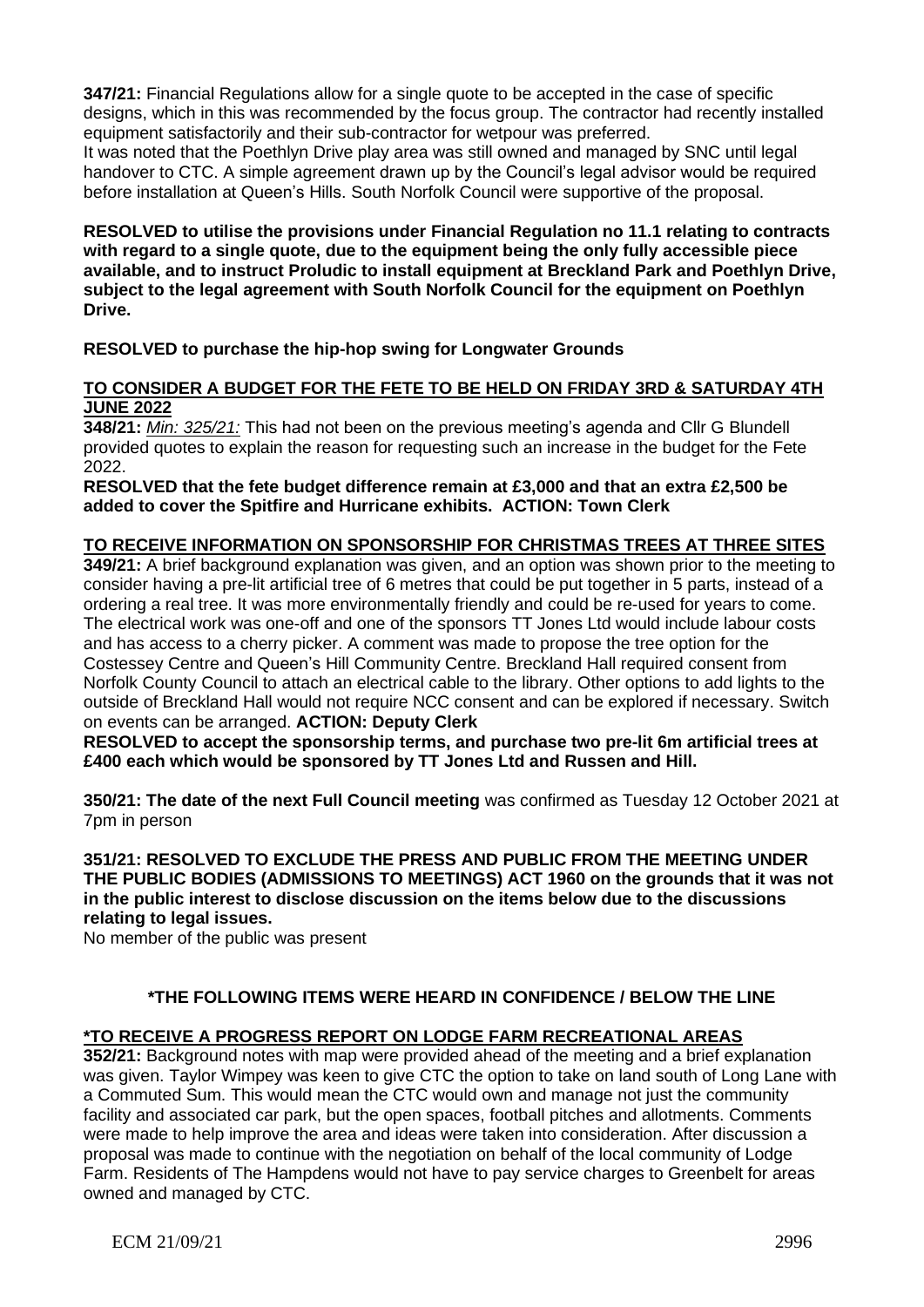**347/21:** Financial Regulations allow for a single quote to be accepted in the case of specific designs, which in this was recommended by the focus group. The contractor had recently installed equipment satisfactorily and their sub-contractor for wetpour was preferred.
It was noted that the Poethlyn Drive play area was still owned and managed by SNC until legal handover to CTC. A simple agreement drawn up by the Council's legal advisor would be required before installation at Queen's Hills. South Norfolk Council were supportive of the proposal.

**RESOLVED to utilise the provisions under Financial Regulation no 11.1 relating to contracts with regard to a single quote, due to the equipment being the only fully accessible piece available, and to instruct Proludic to install equipment at Breckland Park and Poethlyn Drive, subject to the legal agreement with South Norfolk Council for the equipment on Poethlyn Drive.**

**RESOLVED to purchase the hip-hop swing for Longwater Grounds**

**TO CONSIDER A BUDGET FOR THE FETE TO BE HELD ON FRIDAY 3RD & SATURDAY 4TH JUNE 2022**

**348/21:** *Min: 325/21:* This had not been on the previous meeting's agenda and Cllr G Blundell provided quotes to explain the reason for requesting such an increase in the budget for the Fete 2022.
**RESOLVED that the fete budget difference remain at £3,000 and that an extra £2,500 be added to cover the Spitfire and Hurricane exhibits. ACTION: Town Clerk**

**TO RECEIVE INFORMATION ON SPONSORSHIP FOR CHRISTMAS TREES AT THREE SITES**

**349/21:** A brief background explanation was given, and an option was shown prior to the meeting to consider having a pre-lit artificial tree of 6 metres that could be put together in 5 parts, instead of a ordering a real tree. It was more environmentally friendly and could be re-used for years to come. The electrical work was one-off and one of the sponsors TT Jones Ltd would include labour costs and has access to a cherry picker. A comment was made to propose the tree option for the Costessey Centre and Queen's Hill Community Centre. Breckland Hall required consent from Norfolk County Council to attach an electrical cable to the library. Other options to add lights to the outside of Breckland Hall would not require NCC consent and can be explored if necessary. Switch on events can be arranged. **ACTION: Deputy Clerk**
**RESOLVED to accept the sponsorship terms, and purchase two pre-lit 6m artificial trees at £400 each which would be sponsored by TT Jones Ltd and Russen and Hill.**

**350/21: The date of the next Full Council meeting** was confirmed as Tuesday 12 October 2021 at 7pm in person

**351/21: RESOLVED TO EXCLUDE THE PRESS AND PUBLIC FROM THE MEETING UNDER THE PUBLIC BODIES (ADMISSIONS TO MEETINGS) ACT 1960 on the grounds that it was not in the public interest to disclose discussion on the items below due to the discussions relating to legal issues.**
No member of the public was present

**\*THE FOLLOWING ITEMS WERE HEARD IN CONFIDENCE / BELOW THE LINE**

**\*TO RECEIVE A PROGRESS REPORT ON LODGE FARM RECREATIONAL AREAS**

**352/21:** Background notes with map were provided ahead of the meeting and a brief explanation was given. Taylor Wimpey was keen to give CTC the option to take on land south of Long Lane with a Commuted Sum. This would mean the CTC would own and manage not just the community facility and associated car park, but the open spaces, football pitches and allotments. Comments were made to help improve the area and ideas were taken into consideration. After discussion a proposal was made to continue with the negotiation on behalf of the local community of Lodge Farm. Residents of The Hampdens would not have to pay service charges to Greenbelt for areas owned and managed by CTC.

ECM 21/09/21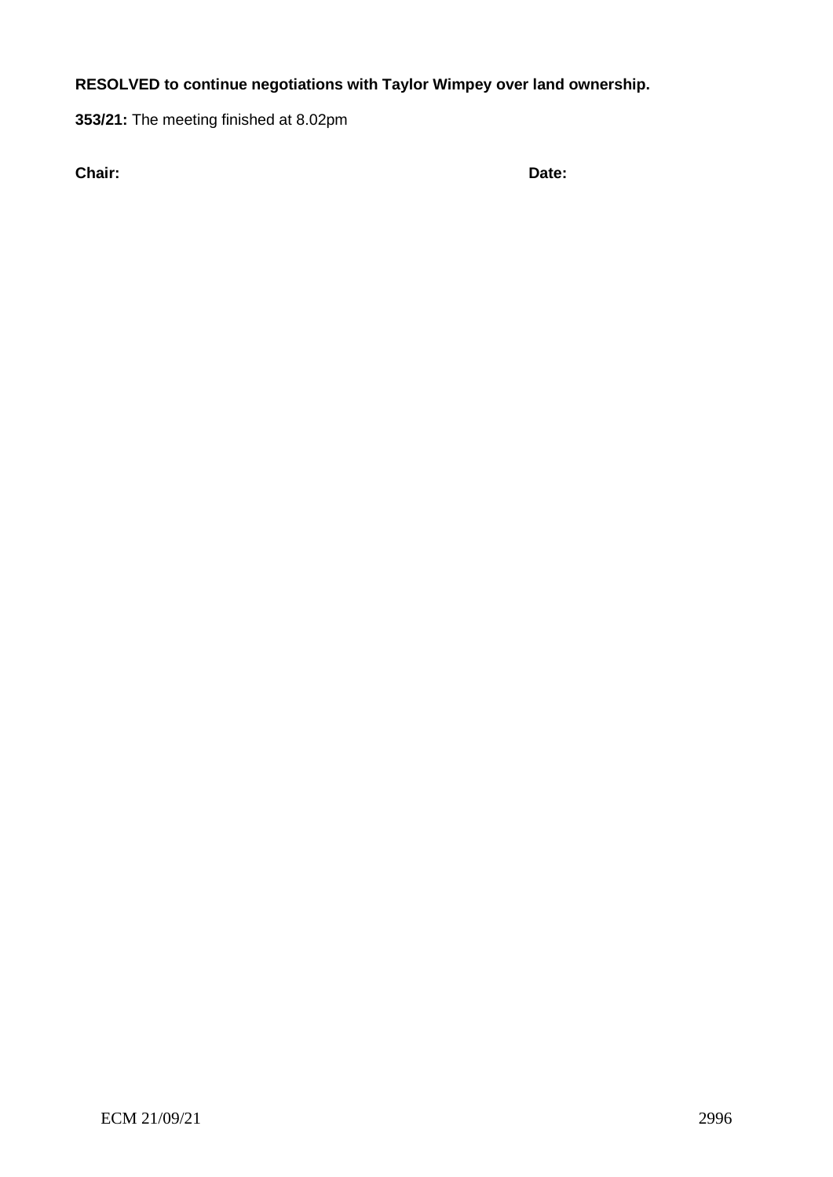**RESOLVED to continue negotiations with Taylor Wimpey over land ownership.**

**353/21:** The meeting finished at 8.02pm

**Chair:** **Date:**